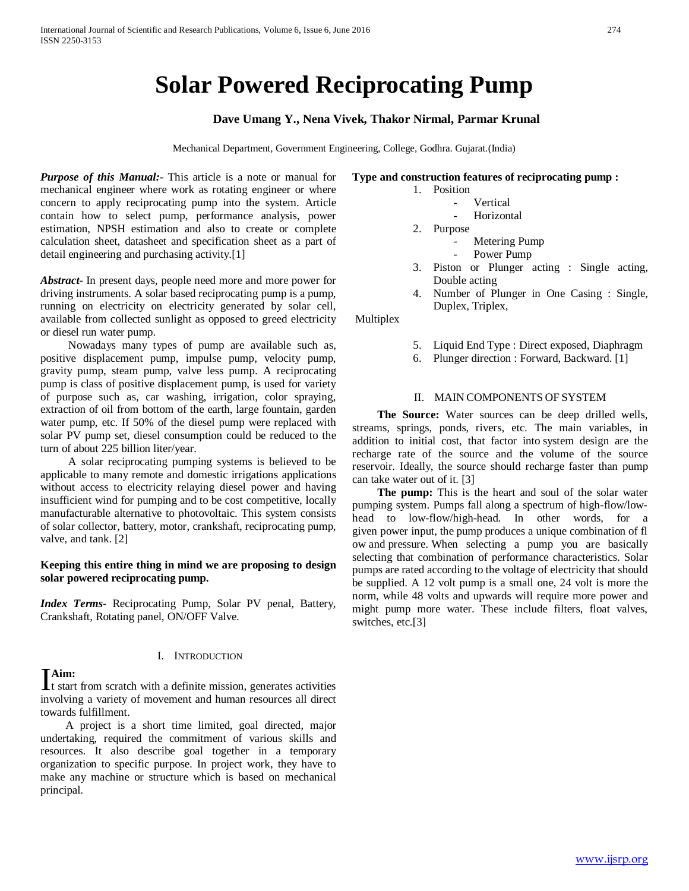# Solar Powered Reciprocating Pump

**Dave Umang Y., Nena Vivek, Thakor Nirmal, Parmar Krunal**

Mechanical Department, Government Engineering, College, Godhra. Gujarat.(India)

***Purpose of this Manual:-*** This article is a note or manual for mechanical engineer where work as rotating engineer or where concern to apply reciprocating pump into the system. Article contain how to select pump, performance analysis, power estimation, NPSH estimation and also to create or complete calculation sheet, datasheet and specification sheet as a part of detail engineering and purchasing activity.[1]

***Abstract***- In present days, people need more and more power for driving instruments. A solar based reciprocating pump is a pump, running on electricity on electricity generated by solar cell, available from collected sunlight as opposed to greed electricity or diesel run water pump.

Nowadays many types of pump are available such as, positive displacement pump, impulse pump, velocity pump, gravity pump, steam pump, valve less pump. A reciprocating pump is class of positive displacement pump, is used for variety of purpose such as, car washing, irrigation, color spraying, extraction of oil from bottom of the earth, large fountain, garden water pump, etc. If 50% of the diesel pump were replaced with solar PV pump set, diesel consumption could be reduced to the turn of about 225 billion liter/year.

A solar reciprocating pumping systems is believed to be applicable to many remote and domestic irrigations applications without access to electricity relaying diesel power and having insufficient wind for pumping and to be cost competitive, locally manufacturable alternative to photovoltaic. This system consists of solar collector, battery, motor, crankshaft, reciprocating pump, valve, and tank. [2]

**Keeping this entire thing in mind we are proposing to design solar powered reciprocating pump.**

***Index Terms***- Reciprocating Pump, Solar PV penal, Battery, Crankshaft, Rotating panel, ON/OFF Valve.

## I. Introduction

**Aim:**

It start from scratch with a definite mission, generates activities involving a variety of movement and human resources all direct towards fulfillment.

A project is a short time limited, goal directed, major undertaking, required the commitment of various skills and resources. It also describe goal together in a temporary organization to specific purpose. In project work, they have to make any machine or structure which is based on mechanical principal.

**Type and construction features of reciprocating pump :**

1. Position
   - Vertical
   - Horizontal
2. Purpose
   - Metering Pump
   - Power Pump
3. Piston or Plunger acting : Single acting, Double acting
4. Number of Plunger in One Casing : Single, Duplex, Triplex, Multiplex
5. Liquid End Type : Direct exposed, Diaphragm
6. Plunger direction : Forward, Backward. [1]

## II. Main Components of System

**The Source:** Water sources can be deep drilled wells, streams, springs, ponds, rivers, etc. The main variables, in addition to initial cost, that factor into system design are the recharge rate of the source and the volume of the source reservoir. Ideally, the source should recharge faster than pump can take water out of it. [3]

**The pump:** This is the heart and soul of the solar water pumping system. Pumps fall along a spectrum of high-flow/low-head to low-flow/high-head. In other words, for a given power input, the pump produces a unique combination of fl ow and pressure. When selecting a pump you are basically selecting that combination of performance characteristics. Solar pumps are rated according to the voltage of electricity that should be supplied. A 12 volt pump is a small one, 24 volt is more the norm, while 48 volts and upwards will require more power and might pump more water. These include filters, float valves, switches, etc.[3]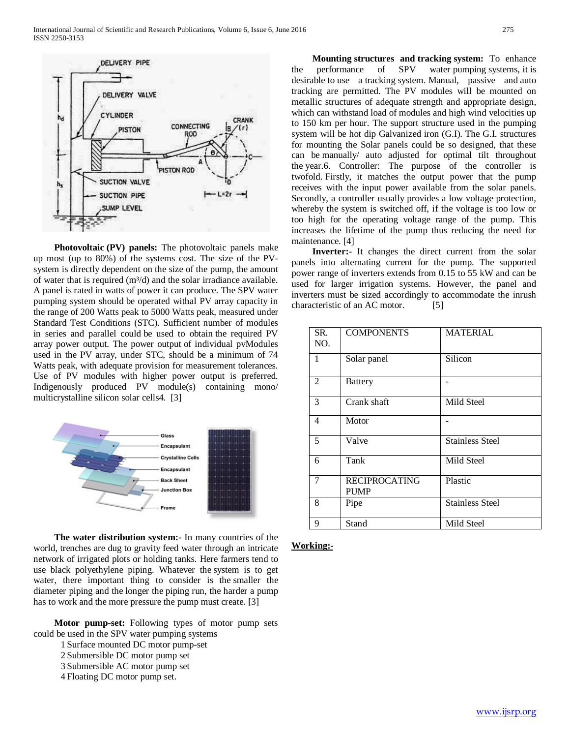**Photovoltaic (PV) panels:** The photovoltaic panels make up most (up to 80%) of the systems cost. The size of the PV-system is directly dependent on the size of the pump, the amount of water that is required ($m^3/d$) and the solar irradiance available. A panel is rated in watts of power it can produce. The SPV water pumping system should be operated withal PV array capacity in the range of 200 Watts peak to 5000 Watts peak, measured under Standard Test Conditions (STC). Sufficient number of modules in series and parallel could be used to obtain the required PV array power output. The power output of individual pvModules used in the PV array, under STC, should be a minimum of 74 Watts peak, with adequate provision for measurement tolerances. Use of PV modules with higher power output is preferred. Indigenously produced PV module(s) containing mono/ multicrystalline silicon solar cells4. [3]

**The water distribution system:-** In many countries of the world, trenches are dug to gravity feed water through an intricate network of irrigated plots or holding tanks. Here farmers tend to use black polyethylene piping. Whatever the system is to get water, there important thing to consider is the smaller the diameter piping and the longer the piping run, the harder a pump has to work and the more pressure the pump must create. [3]

**Motor pump-set:** Following types of motor pump sets could be used in the SPV water pumping systems

1 Surface mounted DC motor pump-set
2 Submersible DC motor pump set
3 Submersible AC motor pump set
4 Floating DC motor pump set.

**Mounting structures and tracking system:** To enhance the performance of SPV water pumping systems, it is desirable to use a tracking system. Manual, passive and auto tracking are permitted. The PV modules will be mounted on metallic structures of adequate strength and appropriate design, which can withstand load of modules and high wind velocities up to 150 km per hour. The support structure used in the pumping system will be hot dip Galvanized iron (G.I). The G.I. structures for mounting the Solar panels could be so designed, that these can be manually/ auto adjusted for optimal tilt throughout the year.6. Controller: The purpose of the controller is twofold. Firstly, it matches the output power that the pump receives with the input power available from the solar panels. Secondly, a controller usually provides a low voltage protection, whereby the system is switched off, if the voltage is too low or too high for the operating voltage range of the pump. This increases the lifetime of the pump thus reducing the need for maintenance. [4]

**Inverter:-** It changes the direct current from the solar panels into alternating current for the pump. The supported power range of inverters extends from 0.15 to 55 kW and can be used for larger irrigation systems. However, the panel and inverters must be sized accordingly to accommodate the inrush characteristic of an AC motor. [5]

| SR. NO. | COMPONENTS | MATERIAL |
|---|---|---|
| 1 | Solar panel | Silicon |
| 2 | Battery | - |
| 3 | Crank shaft | Mild Steel |
| 4 | Motor | - |
| 5 | Valve | Stainless Steel |
| 6 | Tank | Mild Steel |
| 7 | RECIPROCATING PUMP | Plastic |
| 8 | Pipe | Stainless Steel |
| 9 | Stand | Mild Steel |

**Working:-**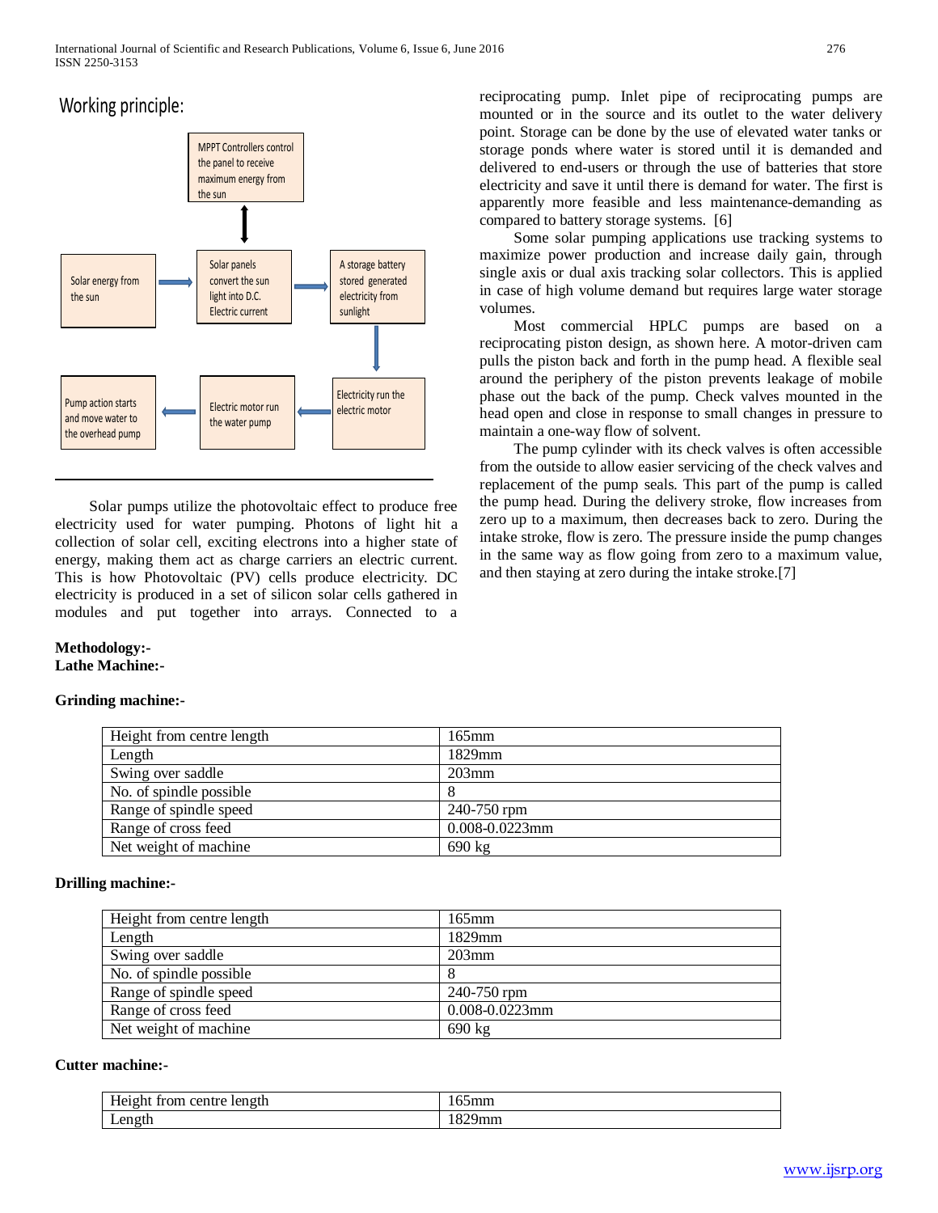## Working principle:

MPPT Controllers control the panel to receive maximum energy from the sun

Solar energy from the sun → Solar panels convert the sun light into D.C. Electric current → A storage battery stored generated electricity from sunlight → Electricity run the electric motor → Electric motor run the water pump → Pump action starts and move water to the overhead pump

Solar pumps utilize the photovoltaic effect to produce free electricity used for water pumping. Photons of light hit a collection of solar cell, exciting electrons into a higher state of energy, making them act as charge carriers an electric current. This is how Photovoltaic (PV) cells produce electricity. DC electricity is produced in a set of silicon solar cells gathered in modules and put together into arrays. Connected to a reciprocating pump. Inlet pipe of reciprocating pumps are mounted or in the source and its outlet to the water delivery point. Storage can be done by the use of elevated water tanks or storage ponds where water is stored until it is demanded and delivered to end-users or through the use of batteries that store electricity and save it until there is demand for water. The first is apparently more feasible and less maintenance-demanding as compared to battery storage systems. [6]

Some solar pumping applications use tracking systems to maximize power production and increase daily gain, through single axis or dual axis tracking solar collectors. This is applied in case of high volume demand but requires large water storage volumes.

Most commercial HPLC pumps are based on a reciprocating piston design, as shown here. A motor-driven cam pulls the piston back and forth in the pump head. A flexible seal around the periphery of the piston prevents leakage of mobile phase out the back of the pump. Check valves mounted in the head open and close in response to small changes in pressure to maintain a one-way flow of solvent.

The pump cylinder with its check valves is often accessible from the outside to allow easier servicing of the check valves and replacement of the pump seals. This part of the pump is called the pump head. During the delivery stroke, flow increases from zero up to a maximum, then decreases back to zero. During the intake stroke, flow is zero. The pressure inside the pump changes in the same way as flow going from zero to a maximum value, and then staying at zero during the intake stroke.[7]

**Methodology:-**
**Lathe Machine:-**

**Grinding machine:-**

| Height from centre length | 165mm |
|---|---|
| Length | 1829mm |
| Swing over saddle | 203mm |
| No. of spindle possible | 8 |
| Range of spindle speed | 240-750 rpm |
| Range of cross feed | 0.008-0.0223mm |
| Net weight of machine | 690 kg |

**Drilling machine:-**

| Height from centre length | 165mm |
|---|---|
| Length | 1829mm |
| Swing over saddle | 203mm |
| No. of spindle possible | 8 |
| Range of spindle speed | 240-750 rpm |
| Range of cross feed | 0.008-0.0223mm |
| Net weight of machine | 690 kg |

**Cutter machine:-**

| Height from centre length | 165mm |
|---|---|
| Length | 1829mm |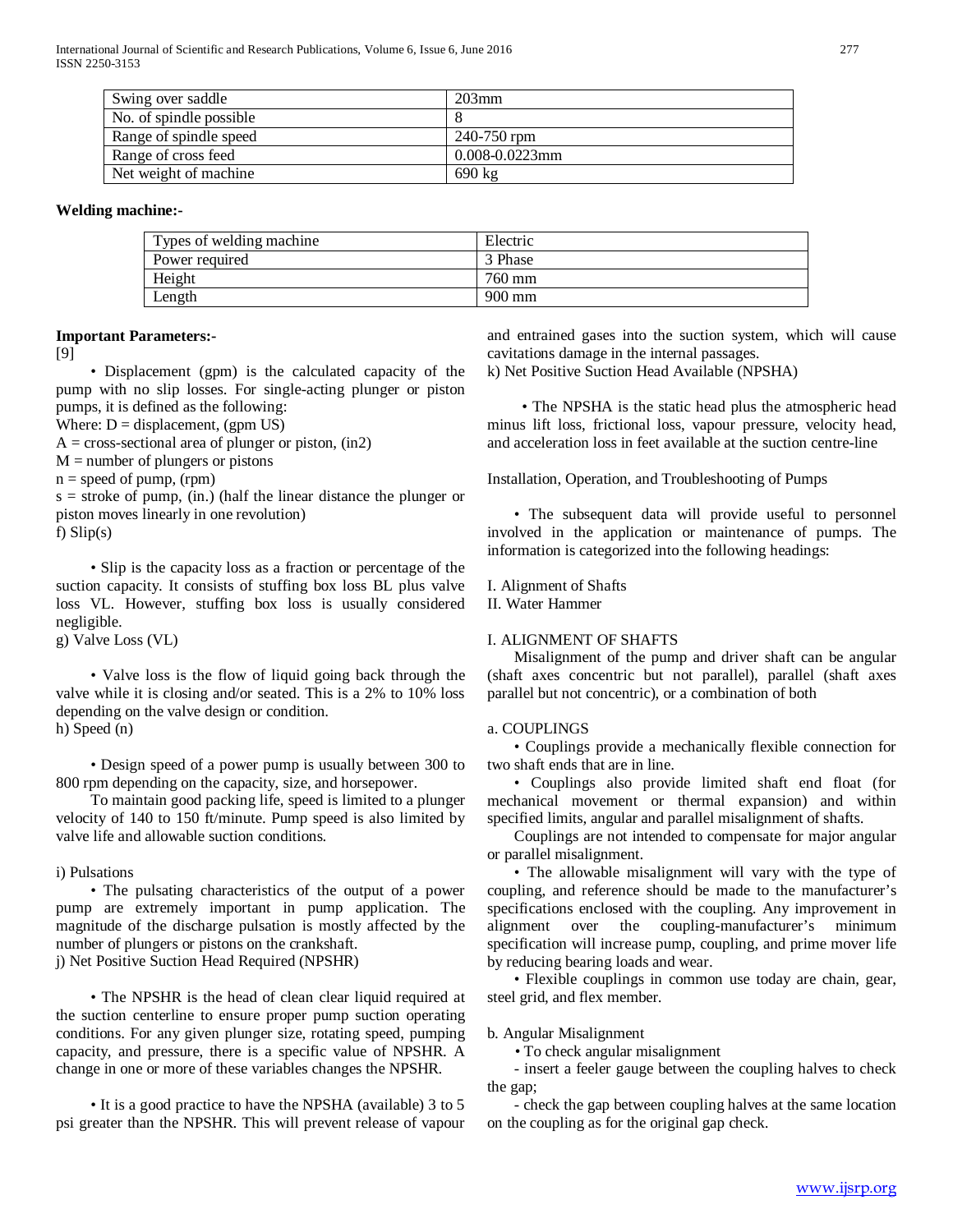| Swing over saddle | 203mm |
| --- | --- |
| No. of spindle possible | 8 |
| Range of spindle speed | 240-750 rpm |
| Range of cross feed | 0.008-0.0223mm |
| Net weight of machine | 690 kg |

**Welding machine:-**

| Types of welding machine | Electric |
| --- | --- |
| Power required | 3 Phase |
| Height | 760 mm |
| Length | 900 mm |

**Important Parameters:-**

[9]

• Displacement (gpm) is the calculated capacity of the pump with no slip losses. For single-acting plunger or piston pumps, it is defined as the following:

Where: D = displacement, (gpm US)

A = cross-sectional area of plunger or piston, (in2)

M = number of plungers or pistons

n = speed of pump, (rpm)

s = stroke of pump, (in.) (half the linear distance the plunger or piston moves linearly in one revolution)

f) Slip(s)

• Slip is the capacity loss as a fraction or percentage of the suction capacity. It consists of stuffing box loss BL plus valve loss VL. However, stuffing box loss is usually considered negligible.

g) Valve Loss (VL)

• Valve loss is the flow of liquid going back through the valve while it is closing and/or seated. This is a 2% to 10% loss depending on the valve design or condition.

h) Speed (n)

• Design speed of a power pump is usually between 300 to 800 rpm depending on the capacity, size, and horsepower.

To maintain good packing life, speed is limited to a plunger velocity of 140 to 150 ft/minute. Pump speed is also limited by valve life and allowable suction conditions.

i) Pulsations

• The pulsating characteristics of the output of a power pump are extremely important in pump application. The magnitude of the discharge pulsation is mostly affected by the number of plungers or pistons on the crankshaft.

j) Net Positive Suction Head Required (NPSHR)

• The NPSHR is the head of clean clear liquid required at the suction centerline to ensure proper pump suction operating conditions. For any given plunger size, rotating speed, pumping capacity, and pressure, there is a specific value of NPSHR. A change in one or more of these variables changes the NPSHR.

• It is a good practice to have the NPSHA (available) 3 to 5 psi greater than the NPSHR. This will prevent release of vapour and entrained gases into the suction system, which will cause cavitations damage in the internal passages.

k) Net Positive Suction Head Available (NPSHA)

• The NPSHA is the static head plus the atmospheric head minus lift loss, frictional loss, vapour pressure, velocity head, and acceleration loss in feet available at the suction centre-line

Installation, Operation, and Troubleshooting of Pumps

• The subsequent data will provide useful to personnel involved in the application or maintenance of pumps. The information is categorized into the following headings:

I. Alignment of Shafts

II. Water Hammer

I. ALIGNMENT OF SHAFTS

Misalignment of the pump and driver shaft can be angular (shaft axes concentric but not parallel), parallel (shaft axes parallel but not concentric), or a combination of both

a. COUPLINGS

• Couplings provide a mechanically flexible connection for two shaft ends that are in line.

• Couplings also provide limited shaft end float (for mechanical movement or thermal expansion) and within specified limits, angular and parallel misalignment of shafts.

Couplings are not intended to compensate for major angular or parallel misalignment.

• The allowable misalignment will vary with the type of coupling, and reference should be made to the manufacturer's specifications enclosed with the coupling. Any improvement in alignment over the coupling-manufacturer's minimum specification will increase pump, coupling, and prime mover life by reducing bearing loads and wear.

• Flexible couplings in common use today are chain, gear, steel grid, and flex member.

b. Angular Misalignment

• To check angular misalignment

- insert a feeler gauge between the coupling halves to check the gap;

- check the gap between coupling halves at the same location on the coupling as for the original gap check.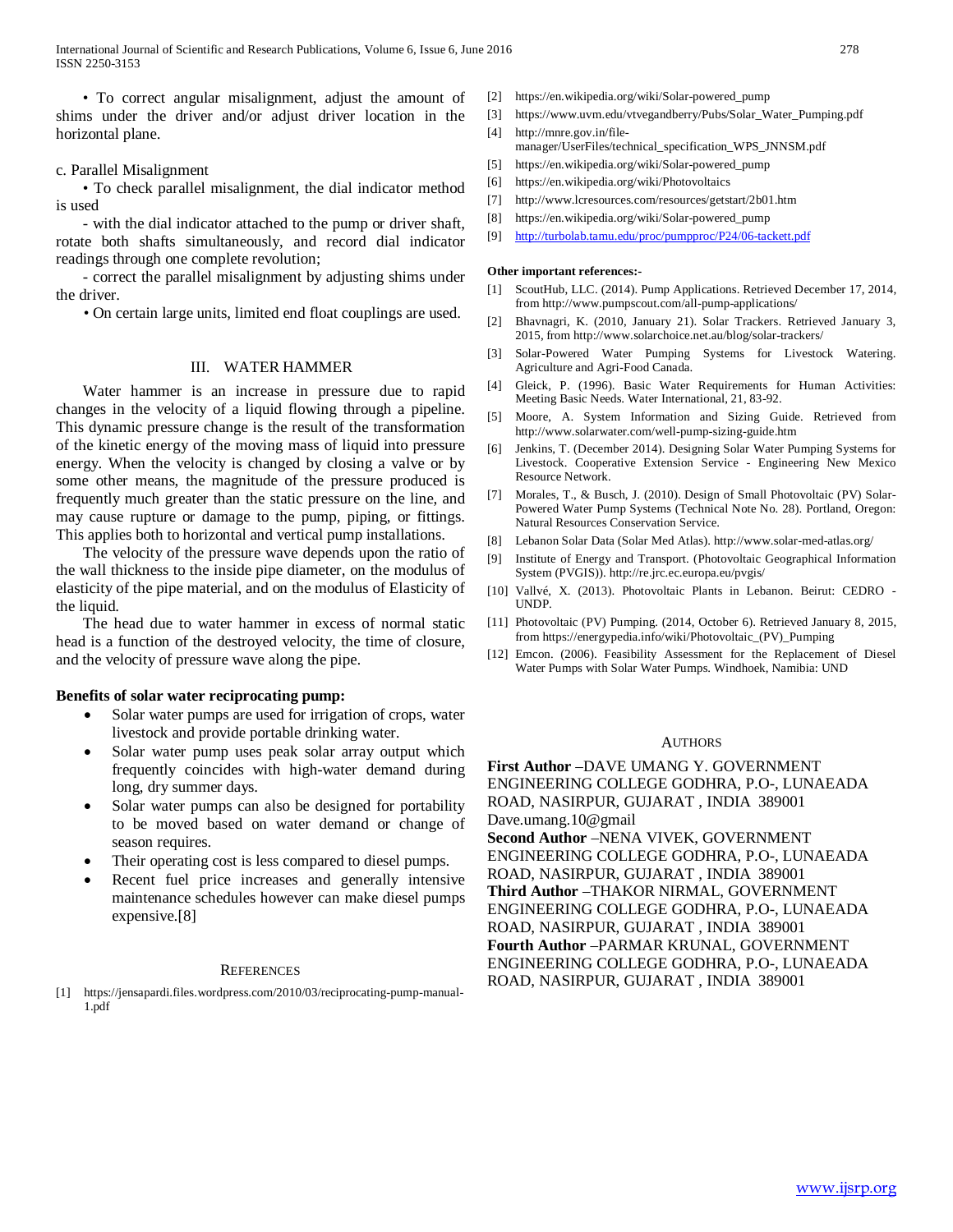• To correct angular misalignment, adjust the amount of shims under the driver and/or adjust driver location in the horizontal plane.

c. Parallel Misalignment

• To check parallel misalignment, the dial indicator method is used

- with the dial indicator attached to the pump or driver shaft, rotate both shafts simultaneously, and record dial indicator readings through one complete revolution;

- correct the parallel misalignment by adjusting shims under the driver.

• On certain large units, limited end float couplings are used.

## III. WATER HAMMER

Water hammer is an increase in pressure due to rapid changes in the velocity of a liquid flowing through a pipeline. This dynamic pressure change is the result of the transformation of the kinetic energy of the moving mass of liquid into pressure energy. When the velocity is changed by closing a valve or by some other means, the magnitude of the pressure produced is frequently much greater than the static pressure on the line, and may cause rupture or damage to the pump, piping, or fittings. This applies both to horizontal and vertical pump installations.

The velocity of the pressure wave depends upon the ratio of the wall thickness to the inside pipe diameter, on the modulus of elasticity of the pipe material, and on the modulus of Elasticity of the liquid.

The head due to water hammer in excess of normal static head is a function of the destroyed velocity, the time of closure, and the velocity of pressure wave along the pipe.

**Benefits of solar water reciprocating pump:**

- Solar water pumps are used for irrigation of crops, water livestock and provide portable drinking water.
- Solar water pump uses peak solar array output which frequently coincides with high-water demand during long, dry summer days.
- Solar water pumps can also be designed for portability to be moved based on water demand or change of season requires.
- Their operating cost is less compared to diesel pumps.
- Recent fuel price increases and generally intensive maintenance schedules however can make diesel pumps expensive.[8]

## REFERENCES

[1] https://jensapardi.files.wordpress.com/2010/03/reciprocating-pump-manual-1.pdf

[2] https://en.wikipedia.org/wiki/Solar-powered_pump

[3] https://www.uvm.edu/vtvegandberry/Pubs/Solar_Water_Pumping.pdf

[4] http://mnre.gov.in/file-manager/UserFiles/technical_specification_WPS_JNNSM.pdf

[5] https://en.wikipedia.org/wiki/Solar-powered_pump

[6] https://en.wikipedia.org/wiki/Photovoltaics

[7] http://www.lcresources.com/resources/getstart/2b01.htm

[8] https://en.wikipedia.org/wiki/Solar-powered_pump

[9] http://turbolab.tamu.edu/proc/pumpproc/P24/06-tackett.pdf

**Other important references:-**

[1] ScoutHub, LLC. (2014). Pump Applications. Retrieved December 17, 2014, from http://www.pumpscout.com/all-pump-applications/

[2] Bhavnagri, K. (2010, January 21). Solar Trackers. Retrieved January 3, 2015, from http://www.solarchoice.net.au/blog/solar-trackers/

[3] Solar-Powered Water Pumping Systems for Livestock Watering. Agriculture and Agri-Food Canada.

[4] Gleick, P. (1996). Basic Water Requirements for Human Activities: Meeting Basic Needs. Water International, 21, 83-92.

[5] Moore, A. System Information and Sizing Guide. Retrieved from http://www.solarwater.com/well-pump-sizing-guide.htm

[6] Jenkins, T. (December 2014). Designing Solar Water Pumping Systems for Livestock. Cooperative Extension Service - Engineering New Mexico Resource Network.

[7] Morales, T., & Busch, J. (2010). Design of Small Photovoltaic (PV) Solar-Powered Water Pump Systems (Technical Note No. 28). Portland, Oregon: Natural Resources Conservation Service.

[8] Lebanon Solar Data (Solar Med Atlas). http://www.solar-med-atlas.org/

[9] Institute of Energy and Transport. (Photovoltaic Geographical Information System (PVGIS)). http://re.jrc.ec.europa.eu/pvgis/

[10] Vallvé, X. (2013). Photovoltaic Plants in Lebanon. Beirut: CEDRO - UNDP.

[11] Photovoltaic (PV) Pumping. (2014, October 6). Retrieved January 8, 2015, from https://energypedia.info/wiki/Photovoltaic_(PV)_Pumping

[12] Emcon. (2006). Feasibility Assessment for the Replacement of Diesel Water Pumps with Solar Water Pumps. Windhoek, Namibia: UND

## AUTHORS

**First Author** –DAVE UMANG Y. GOVERNMENT ENGINEERING COLLEGE GODHRA, P.O-, LUNAEADA ROAD, NASIRPUR, GUJARAT , INDIA 389001 Dave.umang.10@gmail

**Second Author** –NENA VIVEK, GOVERNMENT ENGINEERING COLLEGE GODHRA, P.O-, LUNAEADA ROAD, NASIRPUR, GUJARAT , INDIA 389001

**Third Author** –THAKOR NIRMAL, GOVERNMENT ENGINEERING COLLEGE GODHRA, P.O-, LUNAEADA ROAD, NASIRPUR, GUJARAT , INDIA 389001

**Fourth Author** –PARMAR KRUNAL, GOVERNMENT ENGINEERING COLLEGE GODHRA, P.O-, LUNAEADA ROAD, NASIRPUR, GUJARAT , INDIA 389001